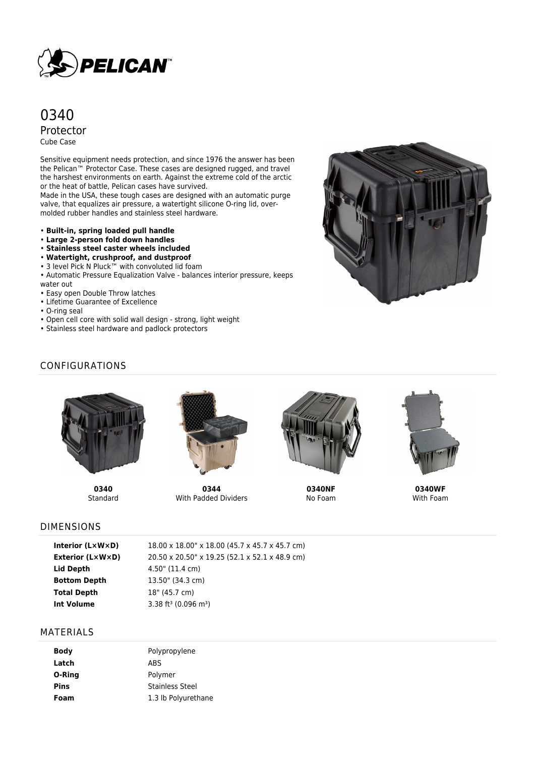# 0340

## Protector

Cube Case

Sensitive equipment needs protection, and since 1976 the answer has been the Pelican™ Protector Case. These cases are designed rugged, and travel the harshest environments on earth. Against the extreme cold of the arctic or the heat of battle, Pelican cases have survived.
Made in the USA, these tough cases are designed with an automatic purge valve, that equalizes air pressure, a watertight silicone O-ring lid, over-molded rubber handles and stainless steel hardware.

- **Built-in, spring loaded pull handle**
- **Large 2-person fold down handles**
- **Stainless steel caster wheels included**
- **Watertight, crushproof, and dustproof**
- 3 level Pick N Pluck™ with convoluted lid foam
- Automatic Pressure Equalization Valve - balances interior pressure, keeps water out
- Easy open Double Throw latches
- Lifetime Guarantee of Excellence
- O-ring seal
- Open cell core with solid wall design - strong, light weight
- Stainless steel hardware and padlock protectors

## CONFIGURATIONS

**0340**
Standard

**0344**
With Padded Dividers

**0340NF**
No Foam

**0340WF**
With Foam

## DIMENSIONS

| | |
|---|---|
| **Interior (L×W×D)** | 18.00 x 18.00" x 18.00 (45.7 x 45.7 x 45.7 cm) |
| **Exterior (L×W×D)** | 20.50 x 20.50" x 19.25 (52.1 x 52.1 x 48.9 cm) |
| **Lid Depth** | 4.50" (11.4 cm) |
| **Bottom Depth** | 13.50" (34.3 cm) |
| **Total Depth** | 18" (45.7 cm) |
| **Int Volume** | 3.38 $ft^3$ (0.096 $m^3$) |

## MATERIALS

| | |
|---|---|
| **Body** | Polypropylene |
| **Latch** | ABS |
| **O-Ring** | Polymer |
| **Pins** | Stainless Steel |
| **Foam** | 1.3 lb Polyurethane |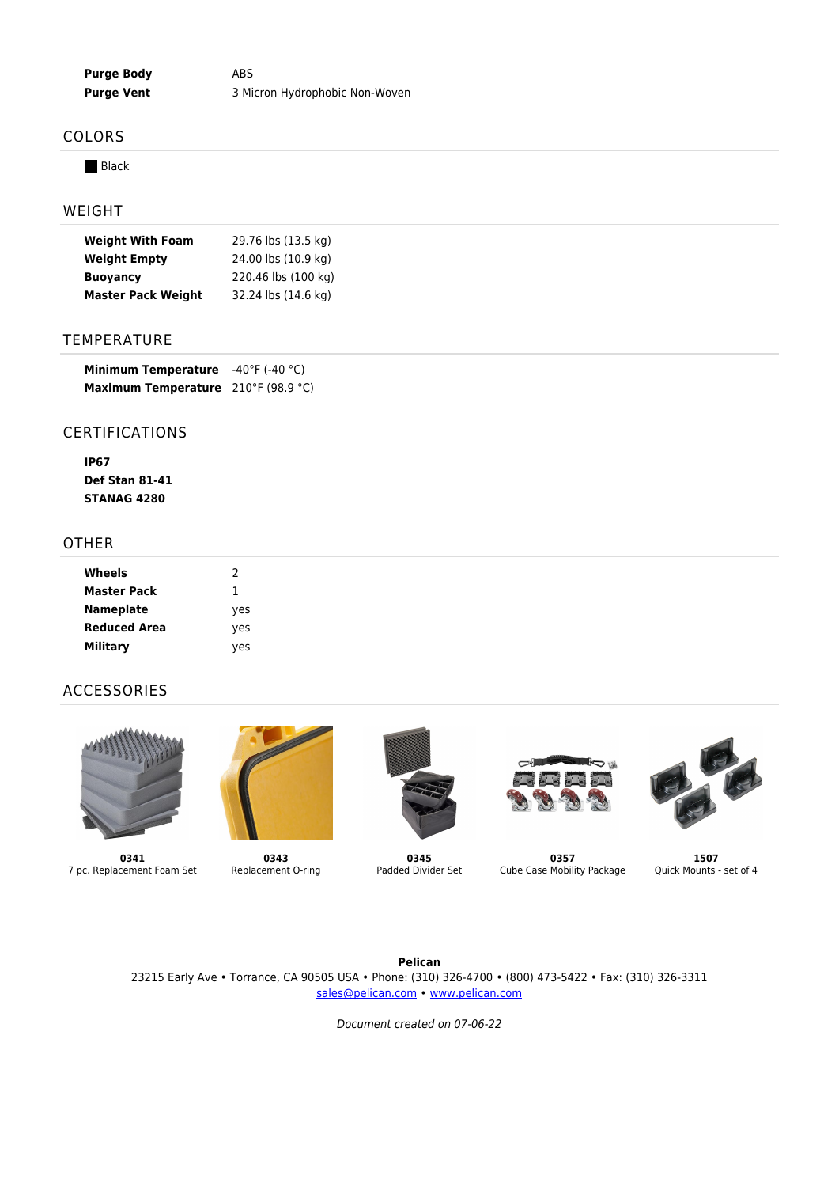| | |
|---|---|
| **Purge Body** | ABS |
| **Purge Vent** | 3 Micron Hydrophobic Non-Woven |

## COLORS

Black

## WEIGHT

| | |
|---|---|
| **Weight With Foam** | 29.76 lbs (13.5 kg) |
| **Weight Empty** | 24.00 lbs (10.9 kg) |
| **Buoyancy** | 220.46 lbs (100 kg) |
| **Master Pack Weight** | 32.24 lbs (14.6 kg) |

## TEMPERATURE

| | |
|---|---|
| **Minimum Temperature** | -40°F (-40 °C) |
| **Maximum Temperature** | 210°F (98.9 °C) |

## CERTIFICATIONS

**IP67**
**Def Stan 81-41**
**STANAG 4280**

## OTHER

| | |
|---|---|
| **Wheels** | 2 |
| **Master Pack** | 1 |
| **Nameplate** | yes |
| **Reduced Area** | yes |
| **Military** | yes |

## ACCESSORIES

**0341**
7 pc. Replacement Foam Set

**0343**
Replacement O-ring

**0345**
Padded Divider Set

**0357**
Cube Case Mobility Package

**1507**
Quick Mounts - set of 4

**Pelican**
23215 Early Ave • Torrance, CA 90505 USA • Phone: (310) 326-4700 • (800) 473-5422 • Fax: (310) 326-3311
sales@pelican.com • www.pelican.com

*Document created on 07-06-22*